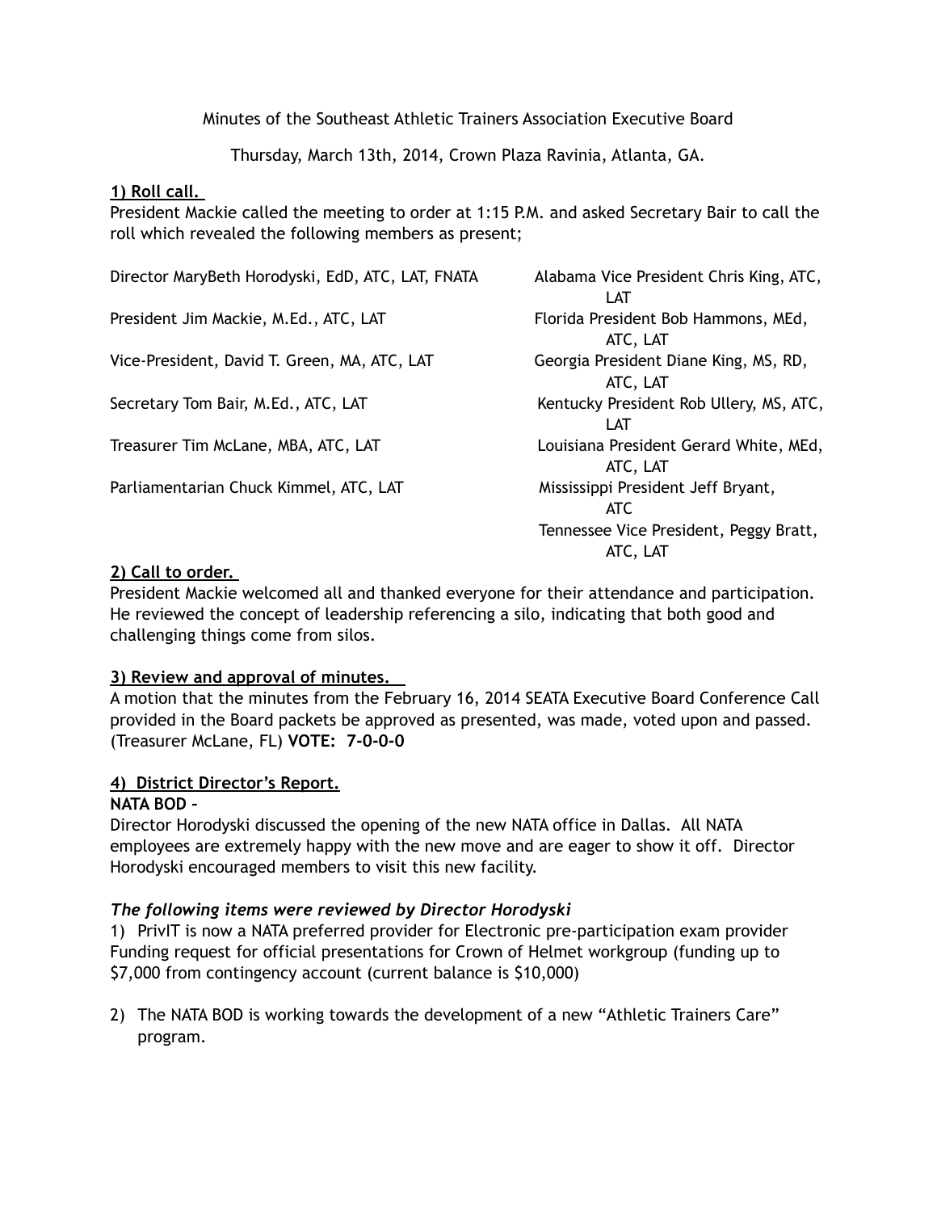Minutes of the Southeast Athletic Trainers Association Executive Board

Thursday, March 13th, 2014, Crown Plaza Ravinia, Atlanta, GA.

**1) Roll call.**

President Mackie called the meeting to order at 1:15 P.M. and asked Secretary Bair to call the roll which revealed the following members as present;

Director MaryBeth Horodyski, EdD, ATC, LAT, FNATA

President Jim Mackie, M.Ed., ATC, LAT

Vice-President, David T. Green, MA, ATC, LAT

Secretary Tom Bair, M.Ed., ATC, LAT

Treasurer Tim McLane, MBA, ATC, LAT

Parliamentarian Chuck Kimmel, ATC, LAT

Alabama Vice President Chris King, ATC, LAT

Florida President Bob Hammons, MEd, ATC, LAT

Georgia President Diane King, MS, RD, ATC, LAT

Kentucky President Rob Ullery, MS, ATC, LAT

Louisiana President Gerard White, MEd, ATC, LAT

Mississippi President Jeff Bryant, ATC

Tennessee Vice President, Peggy Bratt, ATC, LAT

**2) Call to order.**

President Mackie welcomed all and thanked everyone for their attendance and participation. He reviewed the concept of leadership referencing a silo, indicating that both good and challenging things come from silos.

**3) Review and approval of minutes.**

A motion that the minutes from the February 16, 2014 SEATA Executive Board Conference Call provided in the Board packets be approved as presented, was made, voted upon and passed. (Treasurer McLane, FL) **VOTE: 7-0-0-0**

**4) District Director's Report.**

**NATA BOD –**

Director Horodyski discussed the opening of the new NATA office in Dallas. All NATA employees are extremely happy with the new move and are eager to show it off. Director Horodyski encouraged members to visit this new facility.

***The following items were reviewed by Director Horodyski***

1) PrivIT is now a NATA preferred provider for Electronic pre-participation exam provider Funding request for official presentations for Crown of Helmet workgroup (funding up to $7,000 from contingency account (current balance is $10,000)

2) The NATA BOD is working towards the development of a new "Athletic Trainers Care" program.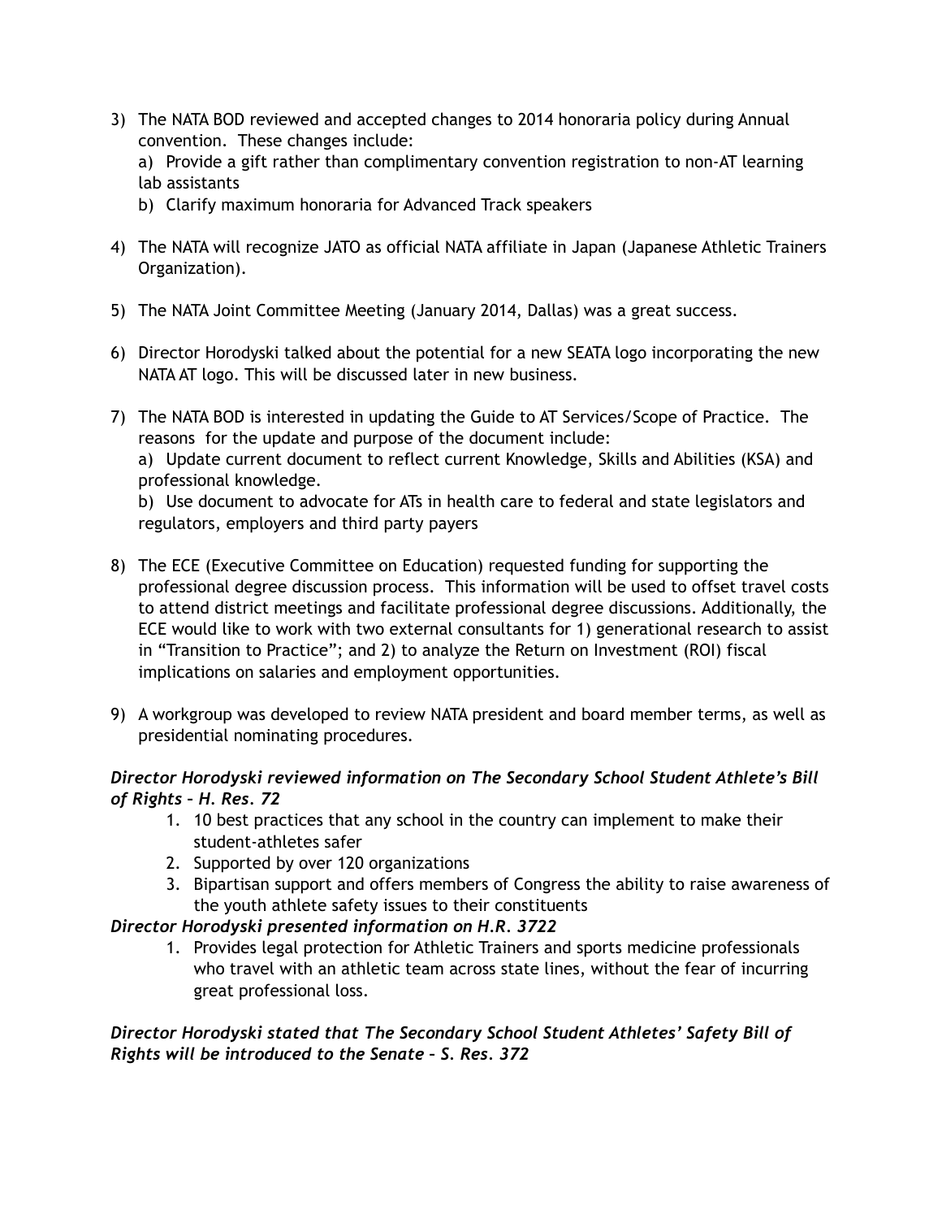3) The NATA BOD reviewed and accepted changes to 2014 honoraria policy during Annual convention. These changes include:
   a) Provide a gift rather than complimentary convention registration to non-AT learning lab assistants
   b) Clarify maximum honoraria for Advanced Track speakers

4) The NATA will recognize JATO as official NATA affiliate in Japan (Japanese Athletic Trainers Organization).

5) The NATA Joint Committee Meeting (January 2014, Dallas) was a great success.

6) Director Horodyski talked about the potential for a new SEATA logo incorporating the new NATA AT logo. This will be discussed later in new business.

7) The NATA BOD is interested in updating the Guide to AT Services/Scope of Practice. The reasons for the update and purpose of the document include:
   a) Update current document to reflect current Knowledge, Skills and Abilities (KSA) and professional knowledge.
   b) Use document to advocate for ATs in health care to federal and state legislators and regulators, employers and third party payers

8) The ECE (Executive Committee on Education) requested funding for supporting the professional degree discussion process. This information will be used to offset travel costs to attend district meetings and facilitate professional degree discussions. Additionally, the ECE would like to work with two external consultants for 1) generational research to assist in "Transition to Practice"; and 2) to analyze the Return on Investment (ROI) fiscal implications on salaries and employment opportunities.

9) A workgroup was developed to review NATA president and board member terms, as well as presidential nominating procedures.

***Director Horodyski reviewed information on The Secondary School Student Athlete's Bill of Rights – H. Res. 72***

1. 10 best practices that any school in the country can implement to make their student-athletes safer
2. Supported by over 120 organizations
3. Bipartisan support and offers members of Congress the ability to raise awareness of the youth athlete safety issues to their constituents

***Director Horodyski presented information on H.R. 3722***

1. Provides legal protection for Athletic Trainers and sports medicine professionals who travel with an athletic team across state lines, without the fear of incurring great professional loss.

***Director Horodyski stated that The Secondary School Student Athletes' Safety Bill of Rights will be introduced to the Senate – S. Res. 372***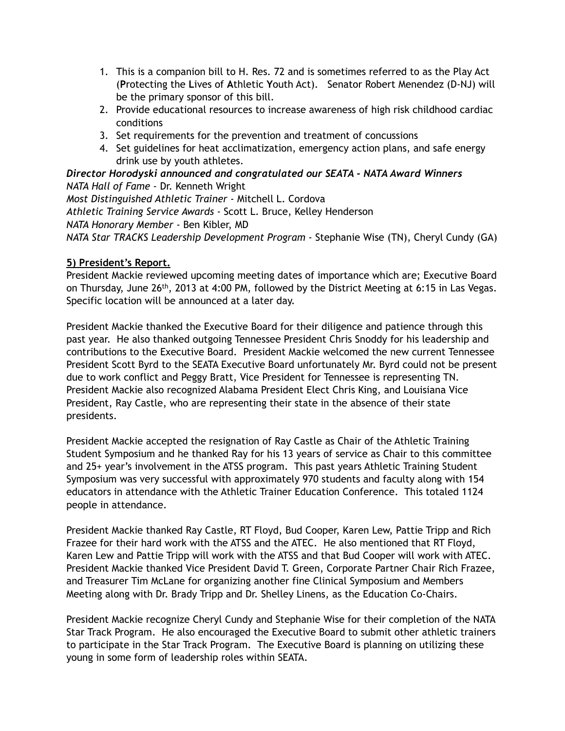1. This is a companion bill to H. Res. 72 and is sometimes referred to as the Play Act (**P**rotecting the **L**ives of **A**thletic **Y**outh Act). Senator Robert Menendez (D-NJ) will be the primary sponsor of this bill.
2. Provide educational resources to increase awareness of high risk childhood cardiac conditions
3. Set requirements for the prevention and treatment of concussions
4. Set guidelines for heat acclimatization, emergency action plans, and safe energy drink use by youth athletes.

***Director Horodyski announced and congratulated our SEATA - NATA Award Winners***

*NATA Hall of Fame* - Dr. Kenneth Wright
*Most Distinguished Athletic Trainer* - Mitchell L. Cordova
*Athletic Training Service Awards* - Scott L. Bruce, Kelley Henderson
*NATA Honorary Member* - Ben Kibler, MD
*NATA Star TRACKS Leadership Development Program* - Stephanie Wise (TN), Cheryl Cundy (GA)

**5) President's Report.**

President Mackie reviewed upcoming meeting dates of importance which are; Executive Board on Thursday, June 26th, 2013 at 4:00 PM, followed by the District Meeting at 6:15 in Las Vegas. Specific location will be announced at a later day.

President Mackie thanked the Executive Board for their diligence and patience through this past year. He also thanked outgoing Tennessee President Chris Snoddy for his leadership and contributions to the Executive Board. President Mackie welcomed the new current Tennessee President Scott Byrd to the SEATA Executive Board unfortunately Mr. Byrd could not be present due to work conflict and Peggy Bratt, Vice President for Tennessee is representing TN. President Mackie also recognized Alabama President Elect Chris King, and Louisiana Vice President, Ray Castle, who are representing their state in the absence of their state presidents.

President Mackie accepted the resignation of Ray Castle as Chair of the Athletic Training Student Symposium and he thanked Ray for his 13 years of service as Chair to this committee and 25+ year's involvement in the ATSS program. This past years Athletic Training Student Symposium was very successful with approximately 970 students and faculty along with 154 educators in attendance with the Athletic Trainer Education Conference. This totaled 1124 people in attendance.

President Mackie thanked Ray Castle, RT Floyd, Bud Cooper, Karen Lew, Pattie Tripp and Rich Frazee for their hard work with the ATSS and the ATEC. He also mentioned that RT Floyd, Karen Lew and Pattie Tripp will work with the ATSS and that Bud Cooper will work with ATEC. President Mackie thanked Vice President David T. Green, Corporate Partner Chair Rich Frazee, and Treasurer Tim McLane for organizing another fine Clinical Symposium and Members Meeting along with Dr. Brady Tripp and Dr. Shelley Linens, as the Education Co-Chairs.

President Mackie recognize Cheryl Cundy and Stephanie Wise for their completion of the NATA Star Track Program. He also encouraged the Executive Board to submit other athletic trainers to participate in the Star Track Program. The Executive Board is planning on utilizing these young in some form of leadership roles within SEATA.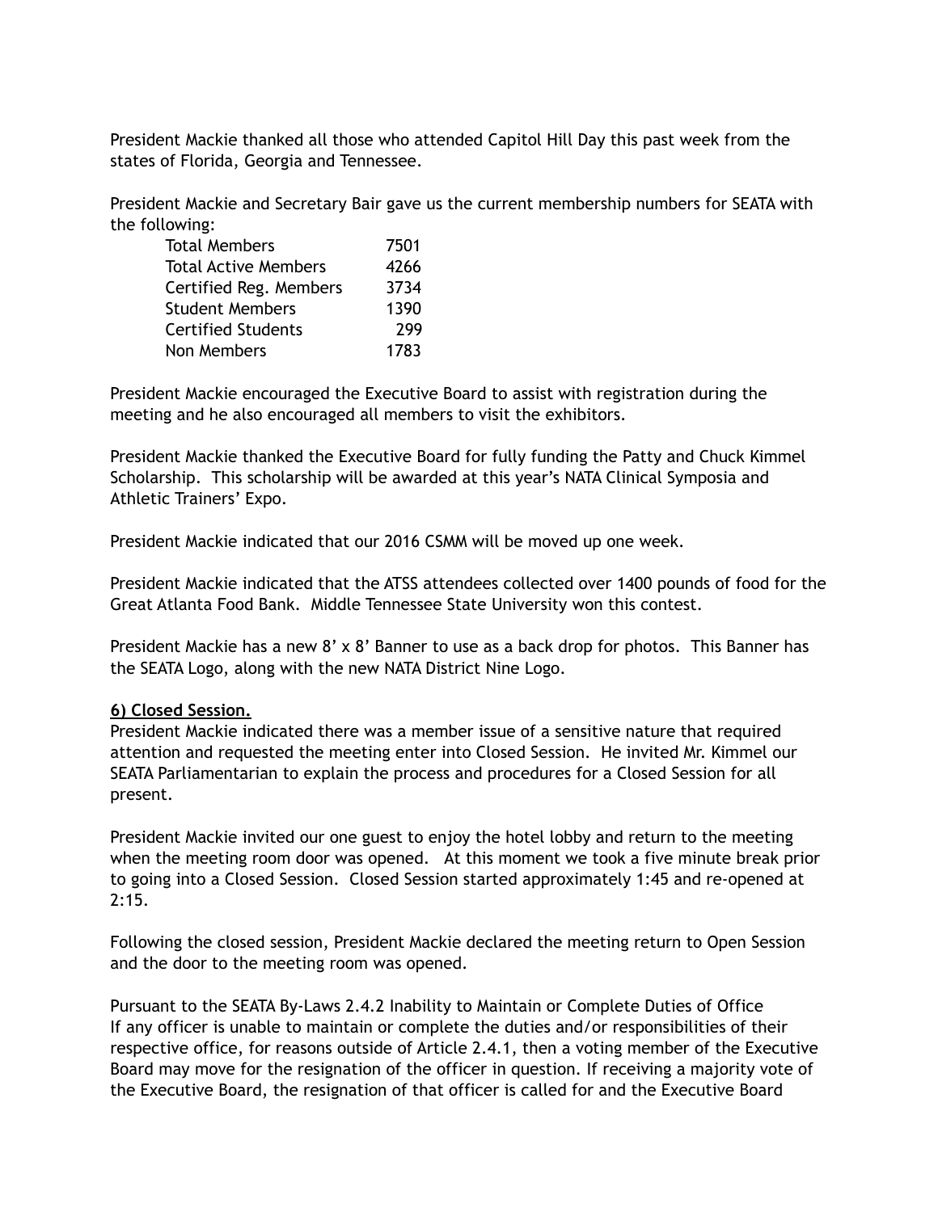President Mackie thanked all those who attended Capitol Hill Day this past week from the states of Florida, Georgia and Tennessee.

President Mackie and Secretary Bair gave us the current membership numbers for SEATA with the following:

| | |
|---|---|
| Total Members | 7501 |
| Total Active Members | 4266 |
| Certified Reg. Members | 3734 |
| Student Members | 1390 |
| Certified Students | 299 |
| Non Members | 1783 |

President Mackie encouraged the Executive Board to assist with registration during the meeting and he also encouraged all members to visit the exhibitors.

President Mackie thanked the Executive Board for fully funding the Patty and Chuck Kimmel Scholarship. This scholarship will be awarded at this year's NATA Clinical Symposia and Athletic Trainers' Expo.

President Mackie indicated that our 2016 CSMM will be moved up one week.

President Mackie indicated that the ATSS attendees collected over 1400 pounds of food for the Great Atlanta Food Bank. Middle Tennessee State University won this contest.

President Mackie has a new 8' x 8' Banner to use as a back drop for photos. This Banner has the SEATA Logo, along with the new NATA District Nine Logo.

**6) Closed Session.**

President Mackie indicated there was a member issue of a sensitive nature that required attention and requested the meeting enter into Closed Session. He invited Mr. Kimmel our SEATA Parliamentarian to explain the process and procedures for a Closed Session for all present.

President Mackie invited our one guest to enjoy the hotel lobby and return to the meeting when the meeting room door was opened. At this moment we took a five minute break prior to going into a Closed Session. Closed Session started approximately 1:45 and re-opened at 2:15.

Following the closed session, President Mackie declared the meeting return to Open Session and the door to the meeting room was opened.

Pursuant to the SEATA By-Laws 2.4.2 Inability to Maintain or Complete Duties of Office
If any officer is unable to maintain or complete the duties and/or responsibilities of their respective office, for reasons outside of Article 2.4.1, then a voting member of the Executive Board may move for the resignation of the officer in question. If receiving a majority vote of the Executive Board, the resignation of that officer is called for and the Executive Board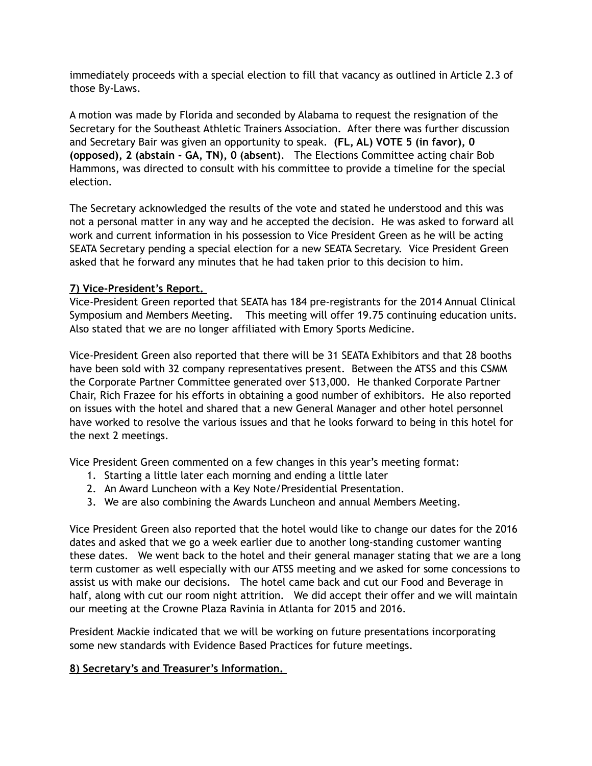immediately proceeds with a special election to fill that vacancy as outlined in Article 2.3 of those By-Laws.

A motion was made by Florida and seconded by Alabama to request the resignation of the Secretary for the Southeast Athletic Trainers Association. After there was further discussion and Secretary Bair was given an opportunity to speak. **(FL, AL) VOTE 5 (in favor), 0 (opposed), 2 (abstain - GA, TN), 0 (absent)**. The Elections Committee acting chair Bob Hammons, was directed to consult with his committee to provide a timeline for the special election.

The Secretary acknowledged the results of the vote and stated he understood and this was not a personal matter in any way and he accepted the decision. He was asked to forward all work and current information in his possession to Vice President Green as he will be acting SEATA Secretary pending a special election for a new SEATA Secretary. Vice President Green asked that he forward any minutes that he had taken prior to this decision to him.

**7) Vice-President's Report.**

Vice-President Green reported that SEATA has 184 pre-registrants for the 2014 Annual Clinical Symposium and Members Meeting. This meeting will offer 19.75 continuing education units. Also stated that we are no longer affiliated with Emory Sports Medicine.

Vice-President Green also reported that there will be 31 SEATA Exhibitors and that 28 booths have been sold with 32 company representatives present. Between the ATSS and this CSMM the Corporate Partner Committee generated over $13,000. He thanked Corporate Partner Chair, Rich Frazee for his efforts in obtaining a good number of exhibitors. He also reported on issues with the hotel and shared that a new General Manager and other hotel personnel have worked to resolve the various issues and that he looks forward to being in this hotel for the next 2 meetings.

Vice President Green commented on a few changes in this year's meeting format:

1. Starting a little later each morning and ending a little later
2. An Award Luncheon with a Key Note/Presidential Presentation.
3. We are also combining the Awards Luncheon and annual Members Meeting.

Vice President Green also reported that the hotel would like to change our dates for the 2016 dates and asked that we go a week earlier due to another long-standing customer wanting these dates. We went back to the hotel and their general manager stating that we are a long term customer as well especially with our ATSS meeting and we asked for some concessions to assist us with make our decisions. The hotel came back and cut our Food and Beverage in half, along with cut our room night attrition. We did accept their offer and we will maintain our meeting at the Crowne Plaza Ravinia in Atlanta for 2015 and 2016.

President Mackie indicated that we will be working on future presentations incorporating some new standards with Evidence Based Practices for future meetings.

**8) Secretary's and Treasurer's Information.**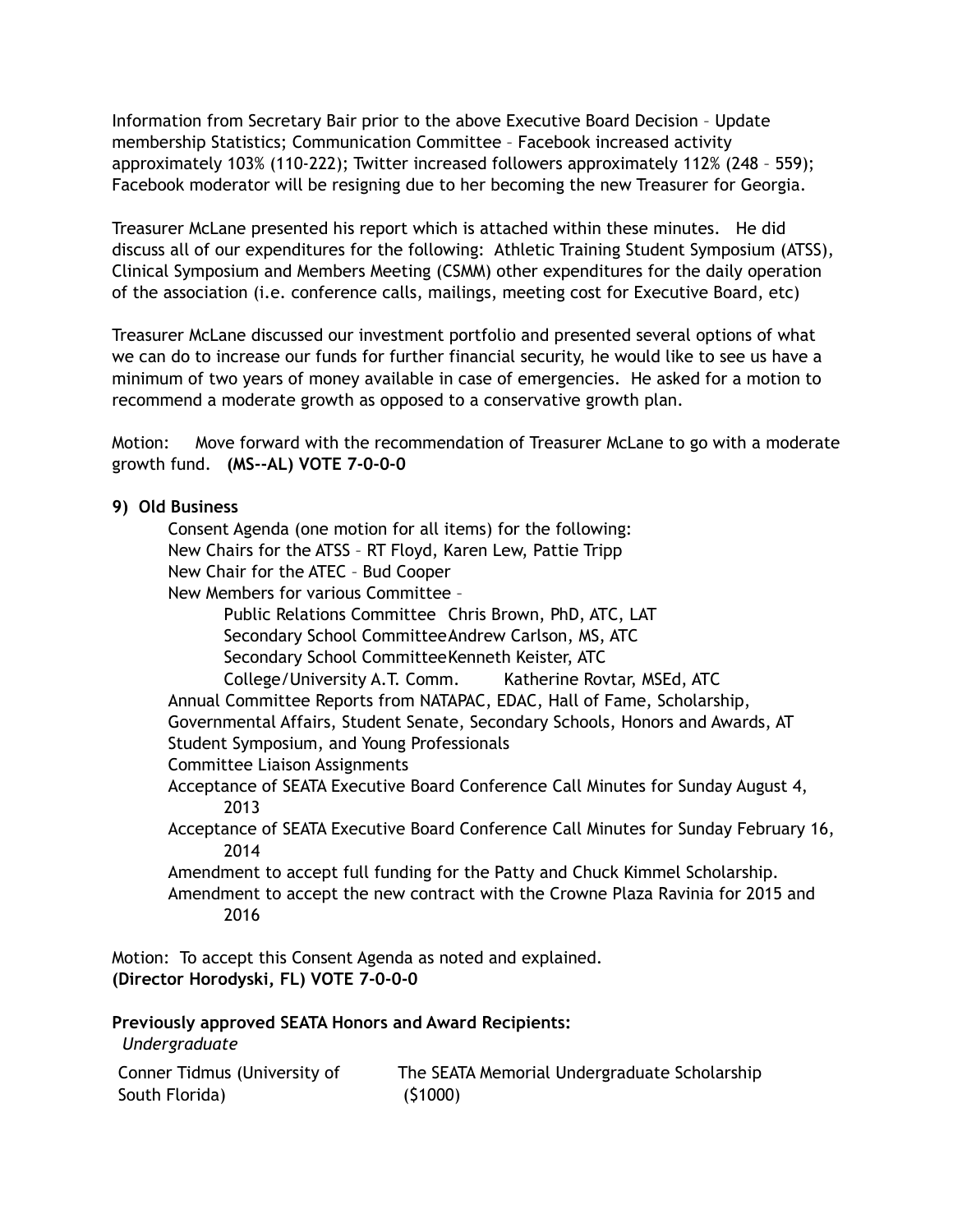Information from Secretary Bair prior to the above Executive Board Decision – Update membership Statistics; Communication Committee – Facebook increased activity approximately 103% (110-222); Twitter increased followers approximately 112% (248 – 559); Facebook moderator will be resigning due to her becoming the new Treasurer for Georgia.

Treasurer McLane presented his report which is attached within these minutes. He did discuss all of our expenditures for the following: Athletic Training Student Symposium (ATSS), Clinical Symposium and Members Meeting (CSMM) other expenditures for the daily operation of the association (i.e. conference calls, mailings, meeting cost for Executive Board, etc)

Treasurer McLane discussed our investment portfolio and presented several options of what we can do to increase our funds for further financial security, he would like to see us have a minimum of two years of money available in case of emergencies. He asked for a motion to recommend a moderate growth as opposed to a conservative growth plan.

Motion: Move forward with the recommendation of Treasurer McLane to go with a moderate growth fund. **(MS--AL) VOTE 7-0-0-0**

**9) Old Business**

Consent Agenda (one motion for all items) for the following:

New Chairs for the ATSS – RT Floyd, Karen Lew, Pattie Tripp

New Chair for the ATEC – Bud Cooper

New Members for various Committee –

- Public Relations Committee Chris Brown, PhD, ATC, LAT
- Secondary School Committee Andrew Carlson, MS, ATC
- Secondary School Committee Kenneth Keister, ATC
- College/University A.T. Comm. Katherine Rovtar, MSEd, ATC

Annual Committee Reports from NATAPAC, EDAC, Hall of Fame, Scholarship, Governmental Affairs, Student Senate, Secondary Schools, Honors and Awards, AT Student Symposium, and Young Professionals

Committee Liaison Assignments

Acceptance of SEATA Executive Board Conference Call Minutes for Sunday August 4, 2013

Acceptance of SEATA Executive Board Conference Call Minutes for Sunday February 16, 2014

Amendment to accept full funding for the Patty and Chuck Kimmel Scholarship.

Amendment to accept the new contract with the Crowne Plaza Ravinia for 2015 and 2016

Motion: To accept this Consent Agenda as noted and explained.
**(Director Horodyski, FL) VOTE 7-0-0-0**

**Previously approved SEATA Honors and Award Recipients:**

*Undergraduate*

| | |
|---|---|
| Conner Tidmus (University of South Florida) | The SEATA Memorial Undergraduate Scholarship ($1000) |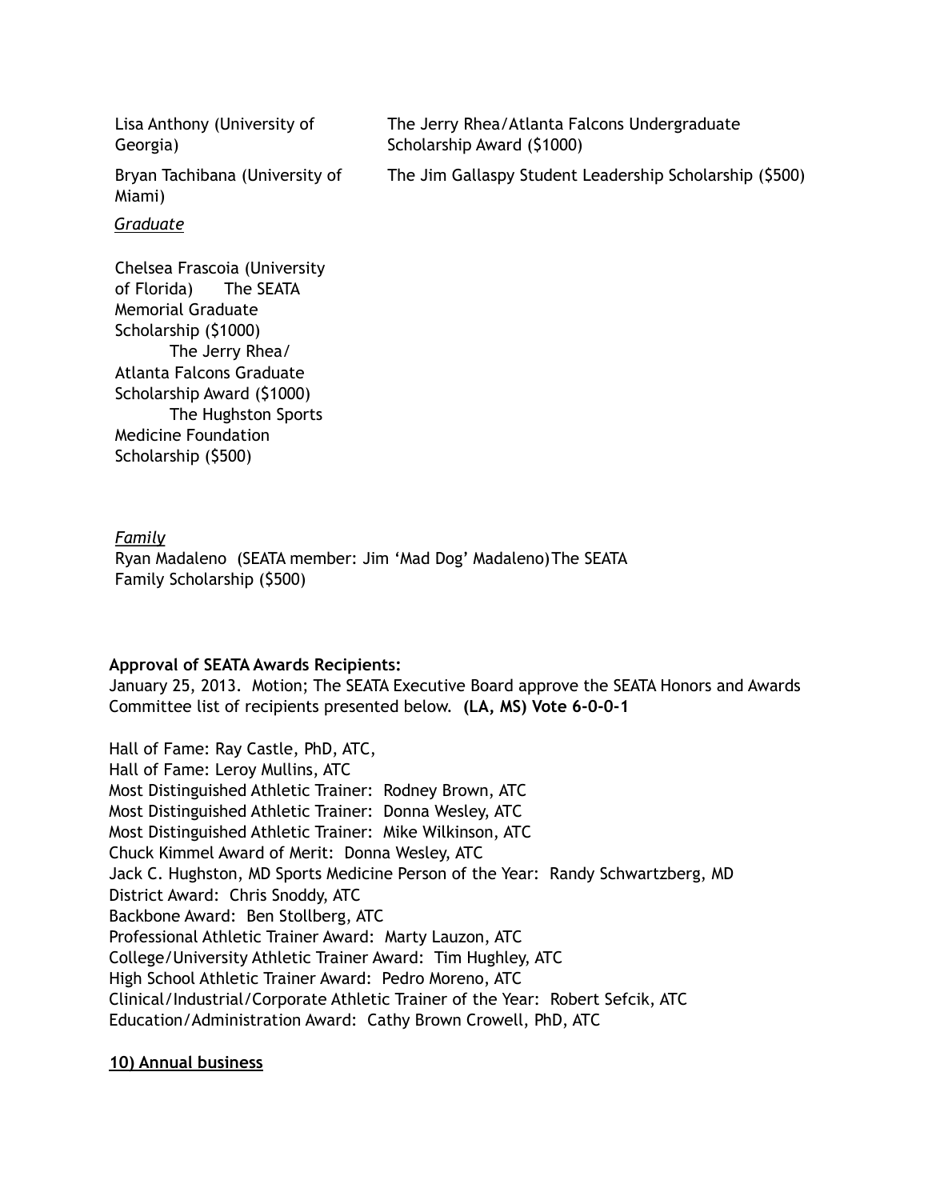| | |
|---|---|
| Lisa Anthony (University of Georgia) | The Jerry Rhea/Atlanta Falcons Undergraduate Scholarship Award ($1000) |
| Bryan Tachibana (University of Miami) | The Jim Gallaspy Student Leadership Scholarship ($500) |

*Graduate*

Chelsea Frascoia (University of Florida) The SEATA Memorial Graduate Scholarship ($1000)
The Jerry Rhea/ Atlanta Falcons Graduate Scholarship Award ($1000)
The Hughston Sports Medicine Foundation Scholarship ($500)

*Family*

Ryan Madaleno (SEATA member: Jim 'Mad Dog' Madaleno) The SEATA Family Scholarship ($500)

**Approval of SEATA Awards Recipients:**

January 25, 2013. Motion; The SEATA Executive Board approve the SEATA Honors and Awards Committee list of recipients presented below. **(LA, MS) Vote 6-0-0-1**

Hall of Fame: Ray Castle, PhD, ATC,
Hall of Fame: Leroy Mullins, ATC
Most Distinguished Athletic Trainer: Rodney Brown, ATC
Most Distinguished Athletic Trainer: Donna Wesley, ATC
Most Distinguished Athletic Trainer: Mike Wilkinson, ATC
Chuck Kimmel Award of Merit: Donna Wesley, ATC
Jack C. Hughston, MD Sports Medicine Person of the Year: Randy Schwartzberg, MD
District Award: Chris Snoddy, ATC
Backbone Award: Ben Stollberg, ATC
Professional Athletic Trainer Award: Marty Lauzon, ATC
College/University Athletic Trainer Award: Tim Hughley, ATC
High School Athletic Trainer Award: Pedro Moreno, ATC
Clinical/Industrial/Corporate Athletic Trainer of the Year: Robert Sefcik, ATC
Education/Administration Award: Cathy Brown Crowell, PhD, ATC

**10) Annual business**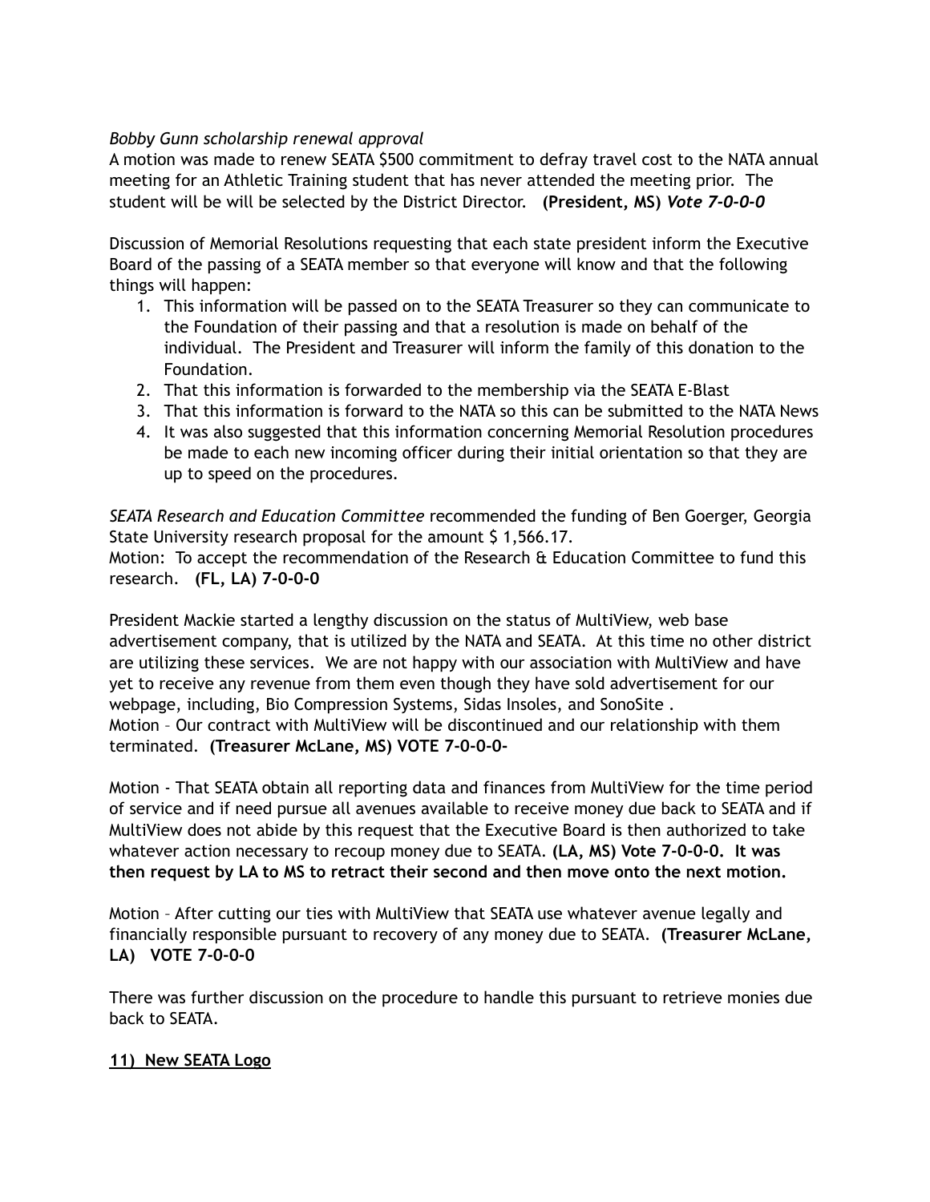*Bobby Gunn scholarship renewal approval*
A motion was made to renew SEATA $500 commitment to defray travel cost to the NATA annual meeting for an Athletic Training student that has never attended the meeting prior. The student will be will be selected by the District Director. **(President, MS)** ***Vote 7-0-0-0***

Discussion of Memorial Resolutions requesting that each state president inform the Executive Board of the passing of a SEATA member so that everyone will know and that the following things will happen:

1. This information will be passed on to the SEATA Treasurer so they can communicate to the Foundation of their passing and that a resolution is made on behalf of the individual. The President and Treasurer will inform the family of this donation to the Foundation.
2. That this information is forwarded to the membership via the SEATA E-Blast
3. That this information is forward to the NATA so this can be submitted to the NATA News
4. It was also suggested that this information concerning Memorial Resolution procedures be made to each new incoming officer during their initial orientation so that they are up to speed on the procedures.

*SEATA Research and Education Committee* recommended the funding of Ben Goerger, Georgia State University research proposal for the amount $ 1,566.17.
Motion: To accept the recommendation of the Research & Education Committee to fund this research. **(FL, LA) 7-0-0-0**

President Mackie started a lengthy discussion on the status of MultiView, web base advertisement company, that is utilized by the NATA and SEATA. At this time no other district are utilizing these services. We are not happy with our association with MultiView and have yet to receive any revenue from them even though they have sold advertisement for our webpage, including, Bio Compression Systems, Sidas Insoles, and SonoSite .
Motion – Our contract with MultiView will be discontinued and our relationship with them terminated. **(Treasurer McLane, MS) VOTE 7-0-0-0-**

Motion - That SEATA obtain all reporting data and finances from MultiView for the time period of service and if need pursue all avenues available to receive money due back to SEATA and if MultiView does not abide by this request that the Executive Board is then authorized to take whatever action necessary to recoup money due to SEATA. **(LA, MS) Vote 7-0-0-0. It was then request by LA to MS to retract their second and then move onto the next motion.**

Motion – After cutting our ties with MultiView that SEATA use whatever avenue legally and financially responsible pursuant to recovery of any money due to SEATA. **(Treasurer McLane, LA) VOTE 7-0-0-0**

There was further discussion on the procedure to handle this pursuant to retrieve monies due back to SEATA.

**11) New SEATA Logo**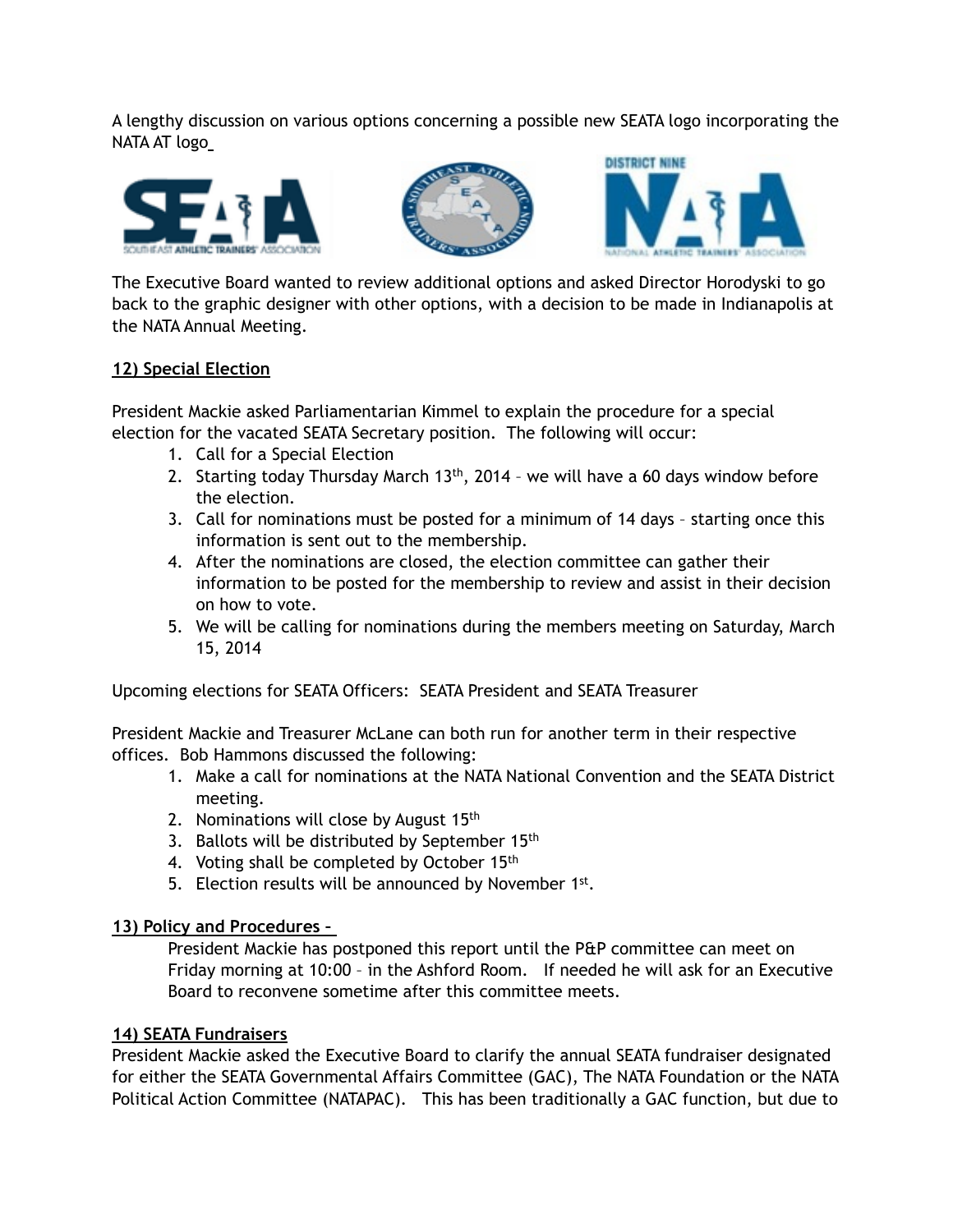A lengthy discussion on various options concerning a possible new SEATA logo incorporating the NATA AT logo

The Executive Board wanted to review additional options and asked Director Horodyski to go back to the graphic designer with other options, with a decision to be made in Indianapolis at the NATA Annual Meeting.

**12) Special Election**

President Mackie asked Parliamentarian Kimmel to explain the procedure for a special election for the vacated SEATA Secretary position. The following will occur:

1. Call for a Special Election
2. Starting today Thursday March 13th, 2014 – we will have a 60 days window before the election.
3. Call for nominations must be posted for a minimum of 14 days – starting once this information is sent out to the membership.
4. After the nominations are closed, the election committee can gather their information to be posted for the membership to review and assist in their decision on how to vote.
5. We will be calling for nominations during the members meeting on Saturday, March 15, 2014

Upcoming elections for SEATA Officers: SEATA President and SEATA Treasurer

President Mackie and Treasurer McLane can both run for another term in their respective offices. Bob Hammons discussed the following:

1. Make a call for nominations at the NATA National Convention and the SEATA District meeting.
2. Nominations will close by August 15th
3. Ballots will be distributed by September 15th
4. Voting shall be completed by October 15th
5. Election results will be announced by November 1st.

**13) Policy and Procedures –**

President Mackie has postponed this report until the P&P committee can meet on Friday morning at 10:00 – in the Ashford Room. If needed he will ask for an Executive Board to reconvene sometime after this committee meets.

**14) SEATA Fundraisers**

President Mackie asked the Executive Board to clarify the annual SEATA fundraiser designated for either the SEATA Governmental Affairs Committee (GAC), The NATA Foundation or the NATA Political Action Committee (NATAPAC). This has been traditionally a GAC function, but due to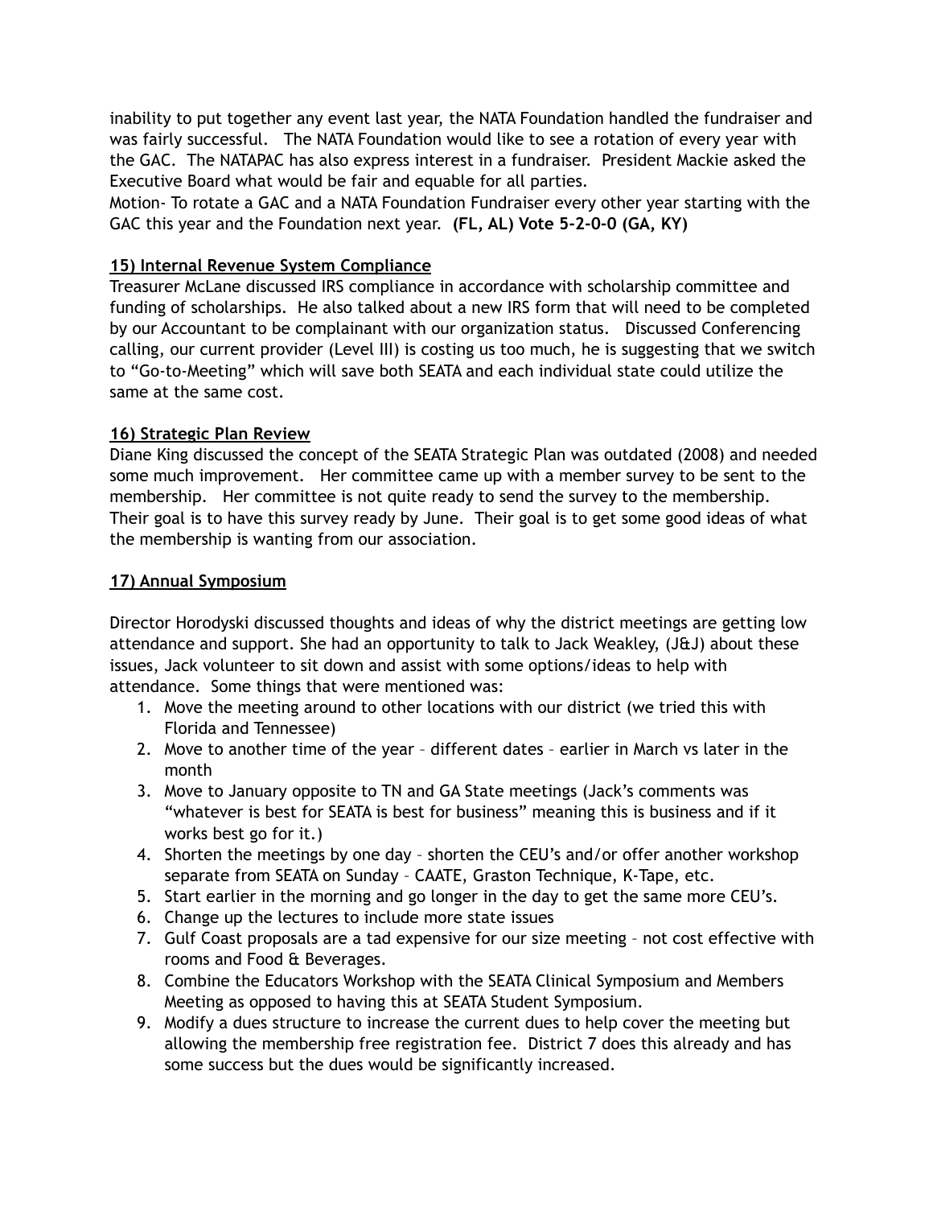inability to put together any event last year, the NATA Foundation handled the fundraiser and was fairly successful. The NATA Foundation would like to see a rotation of every year with the GAC. The NATAPAC has also express interest in a fundraiser. President Mackie asked the Executive Board what would be fair and equable for all parties.
Motion- To rotate a GAC and a NATA Foundation Fundraiser every other year starting with the GAC this year and the Foundation next year. **(FL, AL) Vote 5-2-0-0 (GA, KY)**

**15) Internal Revenue System Compliance**

Treasurer McLane discussed IRS compliance in accordance with scholarship committee and funding of scholarships. He also talked about a new IRS form that will need to be completed by our Accountant to be complainant with our organization status. Discussed Conferencing calling, our current provider (Level III) is costing us too much, he is suggesting that we switch to "Go-to-Meeting" which will save both SEATA and each individual state could utilize the same at the same cost.

**16) Strategic Plan Review**

Diane King discussed the concept of the SEATA Strategic Plan was outdated (2008) and needed some much improvement. Her committee came up with a member survey to be sent to the membership. Her committee is not quite ready to send the survey to the membership. Their goal is to have this survey ready by June. Their goal is to get some good ideas of what the membership is wanting from our association.

**17) Annual Symposium**

Director Horodyski discussed thoughts and ideas of why the district meetings are getting low attendance and support. She had an opportunity to talk to Jack Weakley, (J&J) about these issues, Jack volunteer to sit down and assist with some options/ideas to help with attendance. Some things that were mentioned was:

1. Move the meeting around to other locations with our district (we tried this with Florida and Tennessee)
2. Move to another time of the year – different dates – earlier in March vs later in the month
3. Move to January opposite to TN and GA State meetings (Jack's comments was "whatever is best for SEATA is best for business" meaning this is business and if it works best go for it.)
4. Shorten the meetings by one day – shorten the CEU's and/or offer another workshop separate from SEATA on Sunday – CAATE, Graston Technique, K-Tape, etc.
5. Start earlier in the morning and go longer in the day to get the same more CEU's.
6. Change up the lectures to include more state issues
7. Gulf Coast proposals are a tad expensive for our size meeting – not cost effective with rooms and Food & Beverages.
8. Combine the Educators Workshop with the SEATA Clinical Symposium and Members Meeting as opposed to having this at SEATA Student Symposium.
9. Modify a dues structure to increase the current dues to help cover the meeting but allowing the membership free registration fee. District 7 does this already and has some success but the dues would be significantly increased.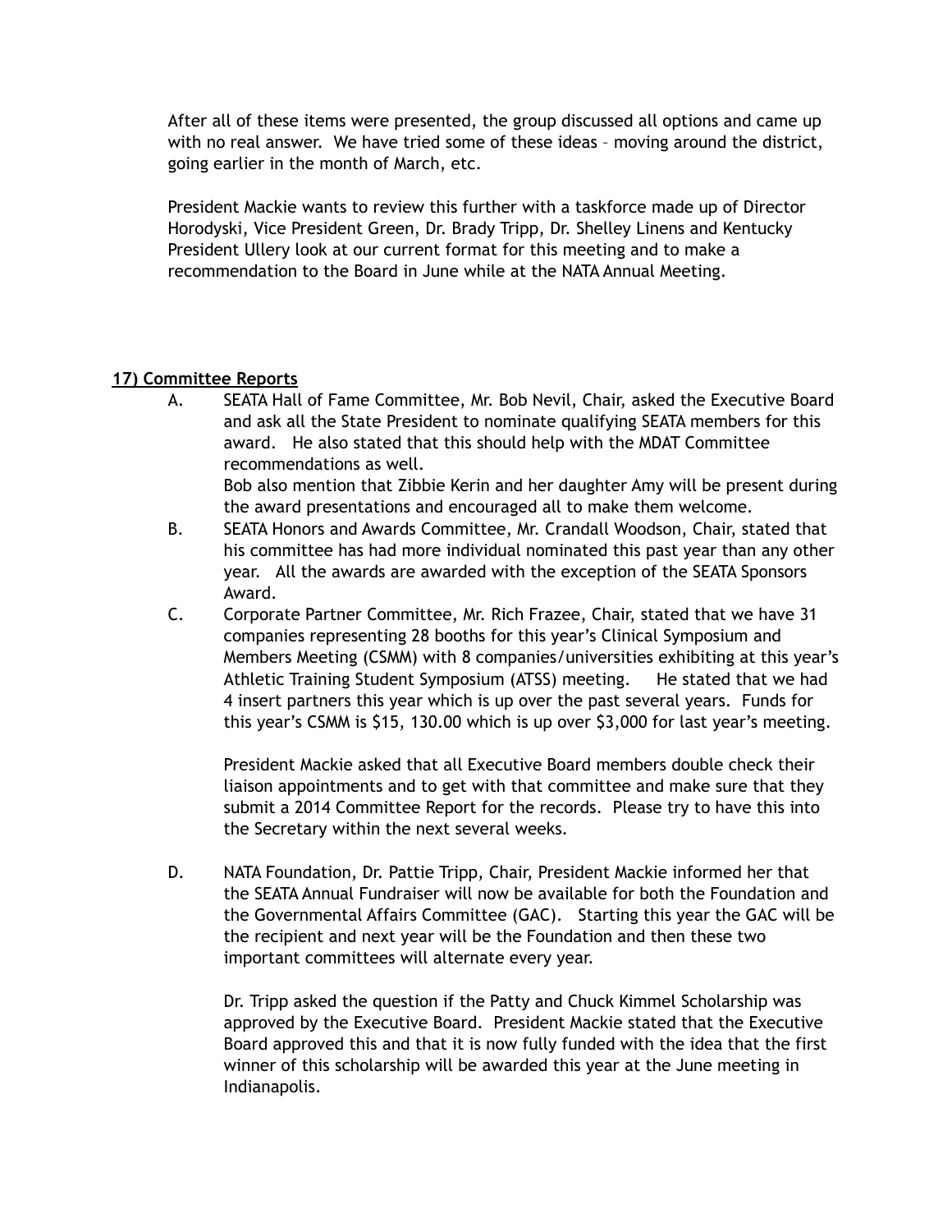After all of these items were presented, the group discussed all options and came up with no real answer. We have tried some of these ideas – moving around the district, going earlier in the month of March, etc.

President Mackie wants to review this further with a taskforce made up of Director Horodyski, Vice President Green, Dr. Brady Tripp, Dr. Shelley Linens and Kentucky President Ullery look at our current format for this meeting and to make a recommendation to the Board in June while at the NATA Annual Meeting.

**17) Committee Reports**

A. SEATA Hall of Fame Committee, Mr. Bob Nevil, Chair, asked the Executive Board and ask all the State President to nominate qualifying SEATA members for this award. He also stated that this should help with the MDAT Committee recommendations as well.
   Bob also mention that Zibbie Kerin and her daughter Amy will be present during the award presentations and encouraged all to make them welcome.

B. SEATA Honors and Awards Committee, Mr. Crandall Woodson, Chair, stated that his committee has had more individual nominated this past year than any other year. All the awards are awarded with the exception of the SEATA Sponsors Award.

C. Corporate Partner Committee, Mr. Rich Frazee, Chair, stated that we have 31 companies representing 28 booths for this year's Clinical Symposium and Members Meeting (CSMM) with 8 companies/universities exhibiting at this year's Athletic Training Student Symposium (ATSS) meeting. He stated that we had 4 insert partners this year which is up over the past several years. Funds for this year's CSMM is $15, 130.00 which is up over $3,000 for last year's meeting.

   President Mackie asked that all Executive Board members double check their liaison appointments and to get with that committee and make sure that they submit a 2014 Committee Report for the records. Please try to have this into the Secretary within the next several weeks.

D. NATA Foundation, Dr. Pattie Tripp, Chair, President Mackie informed her that the SEATA Annual Fundraiser will now be available for both the Foundation and the Governmental Affairs Committee (GAC). Starting this year the GAC will be the recipient and next year will be the Foundation and then these two important committees will alternate every year.

   Dr. Tripp asked the question if the Patty and Chuck Kimmel Scholarship was approved by the Executive Board. President Mackie stated that the Executive Board approved this and that it is now fully funded with the idea that the first winner of this scholarship will be awarded this year at the June meeting in Indianapolis.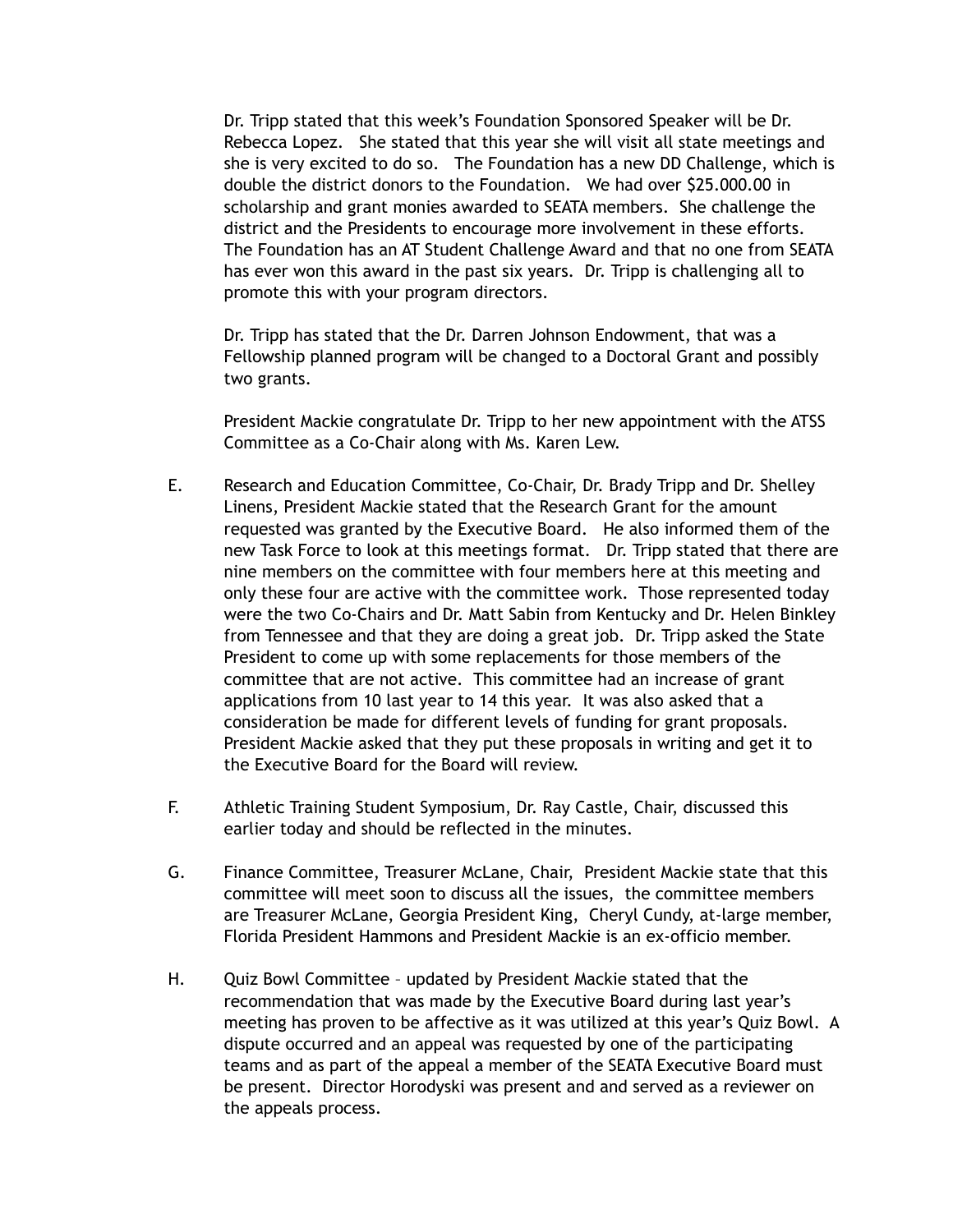Dr. Tripp stated that this week's Foundation Sponsored Speaker will be Dr. Rebecca Lopez. She stated that this year she will visit all state meetings and she is very excited to do so. The Foundation has a new DD Challenge, which is double the district donors to the Foundation. We had over $25.000.00 in scholarship and grant monies awarded to SEATA members. She challenge the district and the Presidents to encourage more involvement in these efforts. The Foundation has an AT Student Challenge Award and that no one from SEATA has ever won this award in the past six years. Dr. Tripp is challenging all to promote this with your program directors.

Dr. Tripp has stated that the Dr. Darren Johnson Endowment, that was a Fellowship planned program will be changed to a Doctoral Grant and possibly two grants.

President Mackie congratulate Dr. Tripp to her new appointment with the ATSS Committee as a Co-Chair along with Ms. Karen Lew.

E. Research and Education Committee, Co-Chair, Dr. Brady Tripp and Dr. Shelley Linens, President Mackie stated that the Research Grant for the amount requested was granted by the Executive Board. He also informed them of the new Task Force to look at this meetings format. Dr. Tripp stated that there are nine members on the committee with four members here at this meeting and only these four are active with the committee work. Those represented today were the two Co-Chairs and Dr. Matt Sabin from Kentucky and Dr. Helen Binkley from Tennessee and that they are doing a great job. Dr. Tripp asked the State President to come up with some replacements for those members of the committee that are not active. This committee had an increase of grant applications from 10 last year to 14 this year. It was also asked that a consideration be made for different levels of funding for grant proposals. President Mackie asked that they put these proposals in writing and get it to the Executive Board for the Board will review.

F. Athletic Training Student Symposium, Dr. Ray Castle, Chair, discussed this earlier today and should be reflected in the minutes.

G. Finance Committee, Treasurer McLane, Chair, President Mackie state that this committee will meet soon to discuss all the issues, the committee members are Treasurer McLane, Georgia President King, Cheryl Cundy, at-large member, Florida President Hammons and President Mackie is an ex-officio member.

H. Quiz Bowl Committee – updated by President Mackie stated that the recommendation that was made by the Executive Board during last year's meeting has proven to be affective as it was utilized at this year's Quiz Bowl. A dispute occurred and an appeal was requested by one of the participating teams and as part of the appeal a member of the SEATA Executive Board must be present. Director Horodyski was present and and served as a reviewer on the appeals process.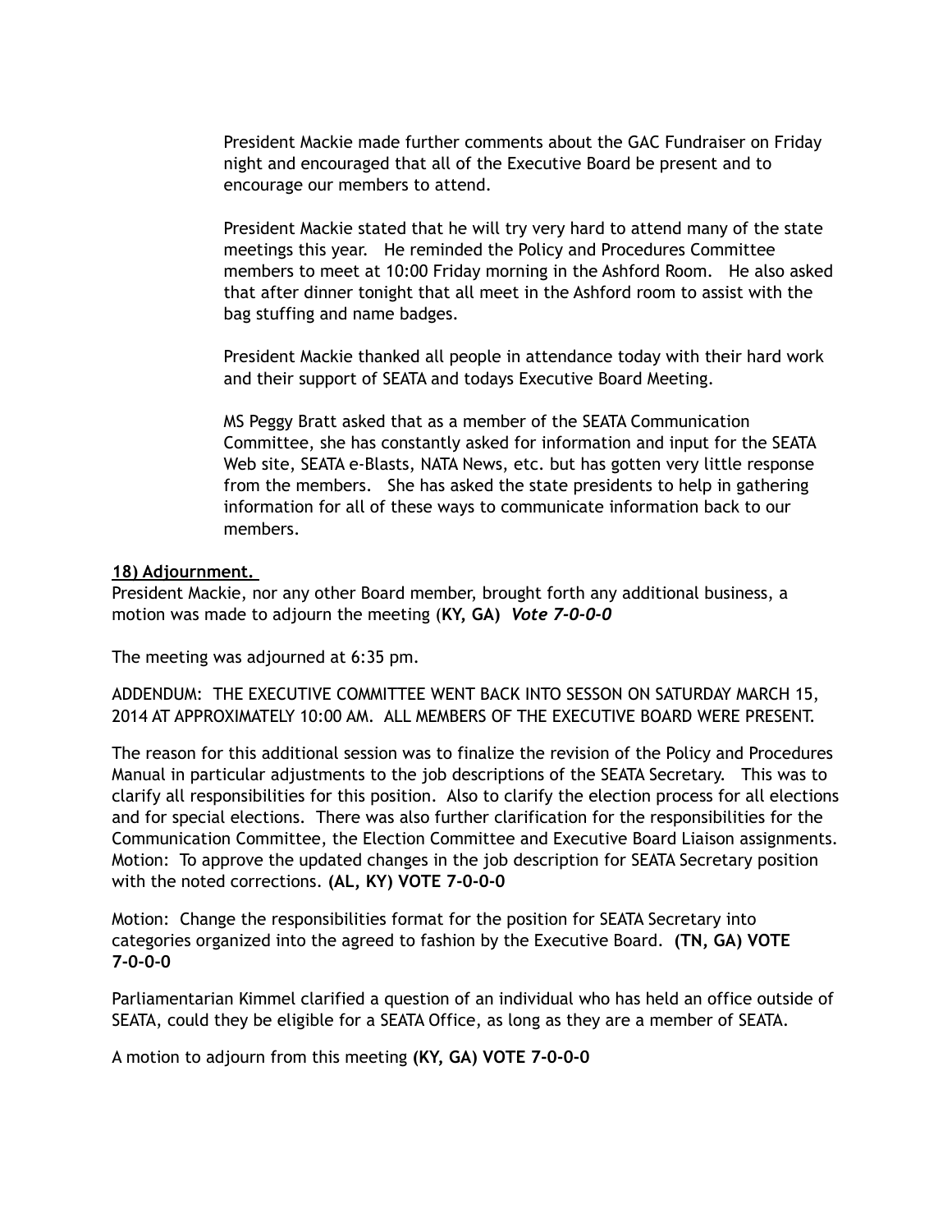President Mackie made further comments about the GAC Fundraiser on Friday night and encouraged that all of the Executive Board be present and to encourage our members to attend.

President Mackie stated that he will try very hard to attend many of the state meetings this year. He reminded the Policy and Procedures Committee members to meet at 10:00 Friday morning in the Ashford Room. He also asked that after dinner tonight that all meet in the Ashford room to assist with the bag stuffing and name badges.

President Mackie thanked all people in attendance today with their hard work and their support of SEATA and todays Executive Board Meeting.

MS Peggy Bratt asked that as a member of the SEATA Communication Committee, she has constantly asked for information and input for the SEATA Web site, SEATA e-Blasts, NATA News, etc. but has gotten very little response from the members. She has asked the state presidents to help in gathering information for all of these ways to communicate information back to our members.

**18) Adjournment.**

President Mackie, nor any other Board member, brought forth any additional business, a motion was made to adjourn the meeting (**KY, GA**) ***Vote 7-0-0-0***

The meeting was adjourned at 6:35 pm.

ADDENDUM: THE EXECUTIVE COMMITTEE WENT BACK INTO SESSON ON SATURDAY MARCH 15, 2014 AT APPROXIMATELY 10:00 AM. ALL MEMBERS OF THE EXECUTIVE BOARD WERE PRESENT.

The reason for this additional session was to finalize the revision of the Policy and Procedures Manual in particular adjustments to the job descriptions of the SEATA Secretary. This was to clarify all responsibilities for this position. Also to clarify the election process for all elections and for special elections. There was also further clarification for the responsibilities for the Communication Committee, the Election Committee and Executive Board Liaison assignments. Motion: To approve the updated changes in the job description for SEATA Secretary position with the noted corrections. **(AL, KY) VOTE 7-0-0-0**

Motion: Change the responsibilities format for the position for SEATA Secretary into categories organized into the agreed to fashion by the Executive Board. **(TN, GA) VOTE 7-0-0-0**

Parliamentarian Kimmel clarified a question of an individual who has held an office outside of SEATA, could they be eligible for a SEATA Office, as long as they are a member of SEATA.

A motion to adjourn from this meeting **(KY, GA) VOTE 7-0-0-0**